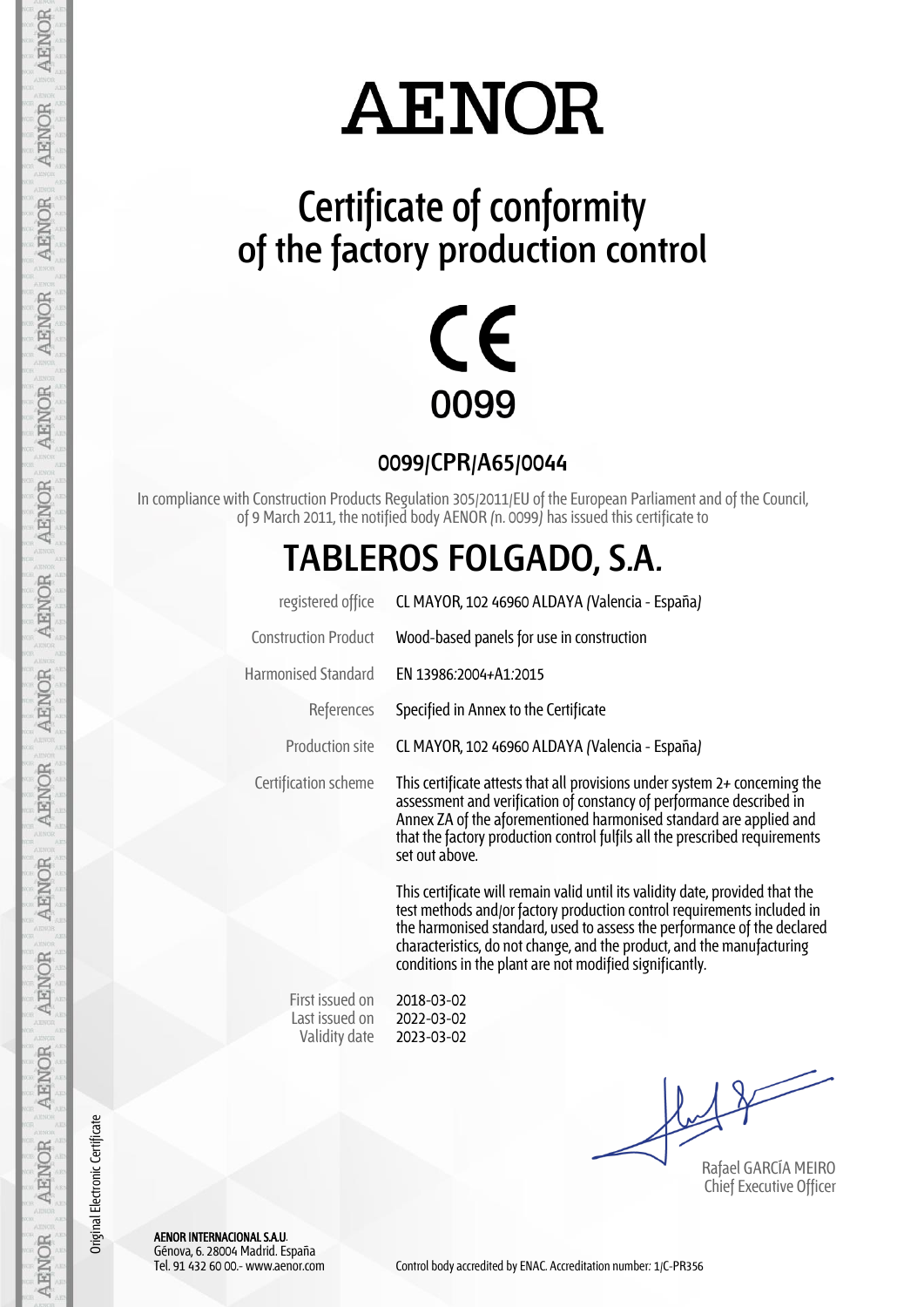# AENOR

## Certificate of conformity of the factory production control

CE
0099

### 0099/CPR/A65/0044

In compliance with Construction Products Regulation 305/2011/EU of the European Parliament and of the Council, of 9 March 2011, the notified body AENOR (n. 0099) has issued this certificate to

# TABLEROS FOLGADO, S.A.

| | |
|---|---|
| registered office | CL MAYOR, 102 46960 ALDAYA (Valencia - España) |
| Construction Product | Wood-based panels for use in construction |
| Harmonised Standard | EN 13986:2004+A1:2015 |
| References | Specified in Annex to the Certificate |
| Production site | CL MAYOR, 102 46960 ALDAYA (Valencia - España) |
| Certification scheme | This certificate attests that all provisions under system 2+ concerning the assessment and verification of constancy of performance described in Annex ZA of the aforementioned harmonised standard are applied and that the factory production control fulfils all the prescribed requirements set out above. |

This certificate will remain valid until its validity date, provided that the test methods and/or factory production control requirements included in the harmonised standard, used to assess the performance of the declared characteristics, do not change, and the product, and the manufacturing conditions in the plant are not modified significantly.

| | |
|---|---|
| First issued on | 2018-03-02 |
| Last issued on | 2022-03-02 |
| Validity date | 2023-03-02 |

Rafael GARCÍA MEIRO
Chief Executive Officer

Original Electronic Certificate

**AENOR INTERNACIONAL S.A.U.**
Génova, 6. 28004 Madrid. España
Tel. 91 432 60 00.- www.aenor.com

Control body accredited by ENAC. Accreditation number: 1/C-PR356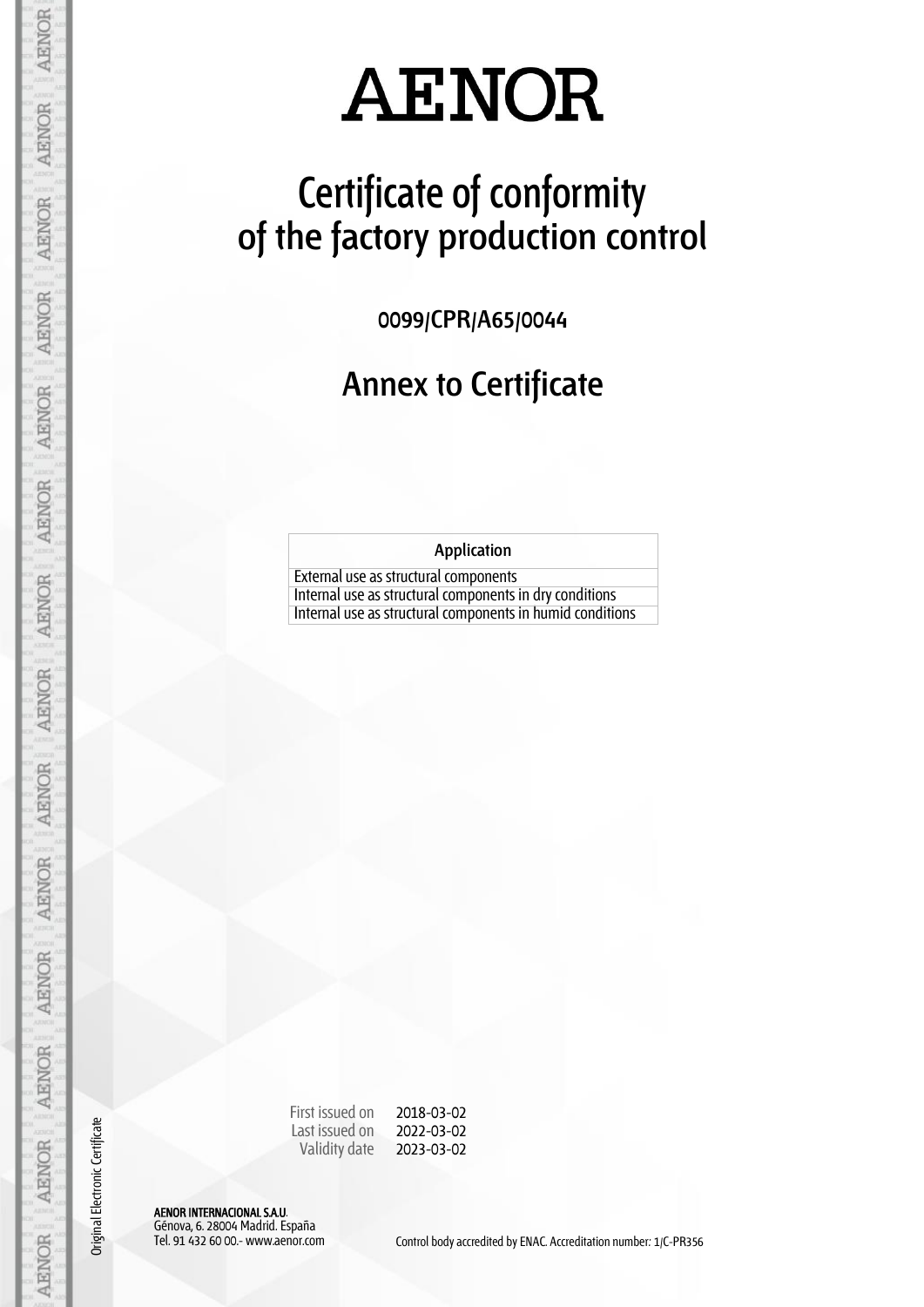# AENOR

## Certificate of conformity of the factory production control

0099/CPR/A65/0044

## Annex to Certificate

| Application |
| --- |
| External use as structural components |
| Internal use as structural components in dry conditions |
| Internal use as structural components in humid conditions |

First issued on 2018-03-02
Last issued on 2022-03-02
Validity date 2023-03-02

Original Electronic Certificate

**AENOR INTERNACIONAL S.A.U.**
Génova, 6. 28004 Madrid. España
Tel. 91 432 60 00.- www.aenor.com

Control body accredited by ENAC. Accreditation number: 1/C-PR356